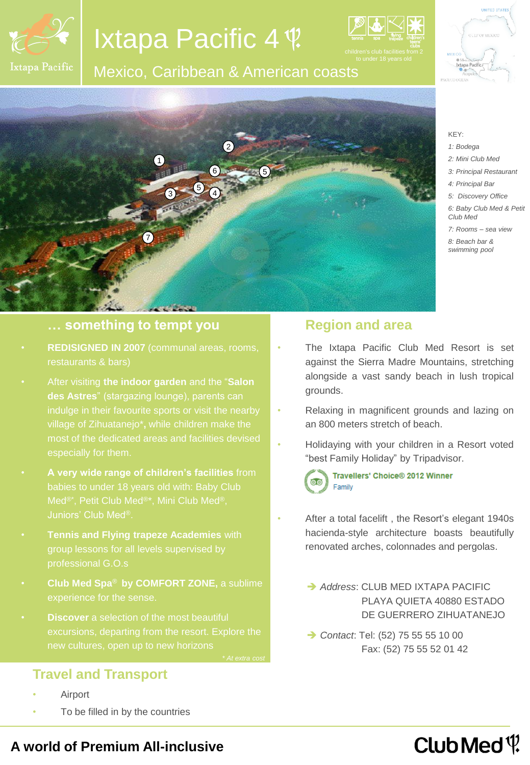# Ixtapa Pacific 4 ψ

## Mexico, Caribbean & American coasts

tennis spa flying trapeze children's teens' clubs

children's club facilities from 2 to under 18 years old

KEY:
1: Bodega
2: Mini Club Med
3: Principal Restaurant
4: Principal Bar
5: Discovery Office
6: Baby Club Med & Petit Club Med
7: Rooms – sea view
8: Beach bar & swimming pool

## … something to tempt you

- **REDISIGNED IN 2007** (communal areas, rooms, restaurants & bars)
- After visiting **the indoor garden** and the "**Salon des Astres**" (stargazing lounge), parents can indulge in their favourite sports or visit the nearby village of Zihuatanejo***,** while children make the most of the dedicated areas and facilities devised especially for them.
- **A very wide range of children's facilities** from babies to under 18 years old with: Baby Club Med®*, Petit Club Med®*, Mini Club Med®, Juniors' Club Med®.
- **Tennis and Flying trapeze Academies** with group lessons for all levels supervised by professional G.O.s
- **Club Med Spa® by COMFORT ZONE,** a sublime experience for the sense.
- **Discover** a selection of the most beautiful excursions, departing from the resort. Explore the new cultures, open up to new horizons

*\* At extra cost*

## Travel and Transport

- Airport
- To be filled in by the countries

## Region and area

- The Ixtapa Pacific Club Med Resort is set against the Sierra Madre Mountains, stretching alongside a vast sandy beach in lush tropical grounds.
- Relaxing in magnificent grounds and lazing on an 800 meters stretch of beach.
- Holidaying with your children in a Resort voted "best Family Holiday" by Tripadvisor.

Travellers' Choice® 2012 Winner
Family

- After a total facelift , the Resort's elegant 1940s hacienda-style architecture boasts beautifully renovated arches, colonnades and pergolas.

➔ *Address*: CLUB MED IXTAPA PACIFIC
PLAYA QUIETA 40880 ESTADO
DE GUERRERO ZIHUATANEJO

➔ *Contact*: Tel: (52) 75 55 55 10 00
Fax: (52) 75 55 52 01 42

**A world of Premium All-inclusive**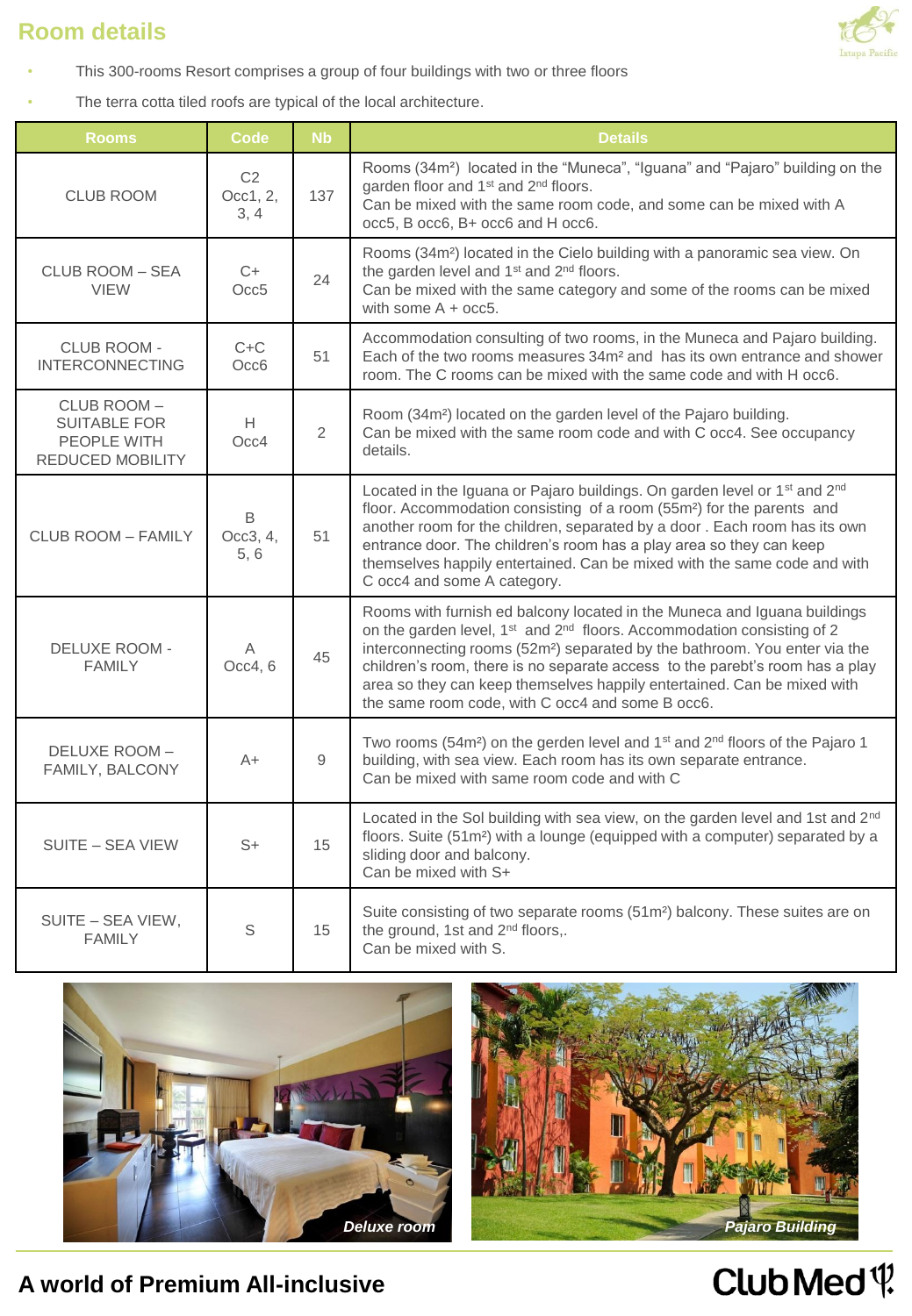## Room details

- This 300-rooms Resort comprises a group of four buildings with two or three floors
- The terra cotta tiled roofs are typical of the local architecture.

| Rooms | Code | Nb | Details |
|---|---|---|---|
| CLUB ROOM | C2 Occ1, 2, 3, 4 | 137 | Rooms (34m²) located in the "Muneca", "Iguana" and "Pajaro" building on the garden floor and 1st and 2nd floors. Can be mixed with the same room code, and some can be mixed with A occ5, B occ6, B+ occ6 and H occ6. |
| CLUB ROOM – SEA VIEW | C+ Occ5 | 24 | Rooms (34m²) located in the Cielo building with a panoramic sea view. On the garden level and 1st and 2nd floors. Can be mixed with the same category and some of the rooms can be mixed with some A + occ5. |
| CLUB ROOM - INTERCONNECTING | C+C Occ6 | 51 | Accommodation consulting of two rooms, in the Muneca and Pajaro building. Each of the two rooms measures 34m² and has its own entrance and shower room. The C rooms can be mixed with the same code and with H occ6. |
| CLUB ROOM – SUITABLE FOR PEOPLE WITH REDUCED MOBILITY | H Occ4 | 2 | Room (34m²) located on the garden level of the Pajaro building. Can be mixed with the same room code and with C occ4. See occupancy details. |
| CLUB ROOM – FAMILY | B Occ3, 4, 5, 6 | 51 | Located in the Iguana or Pajaro buildings. On garden level or 1st and 2nd floor. Accommodation consisting of a room (55m²) for the parents and another room for the children, separated by a door . Each room has its own entrance door. The children's room has a play area so they can keep themselves happily entertained. Can be mixed with the same code and with C occ4 and some A category. |
| DELUXE ROOM - FAMILY | A Occ4, 6 | 45 | Rooms with furnish ed balcony located in the Muneca and Iguana buildings on the garden level, 1st and 2nd floors. Accommodation consisting of 2 interconnecting rooms (52m²) separated by the bathroom. You enter via the children's room, there is no separate access to the parebt's room has a play area so they can keep themselves happily entertained. Can be mixed with the same room code, with C occ4 and some B occ6. |
| DELUXE ROOM – FAMILY, BALCONY | A+ | 9 | Two rooms (54m²) on the gerden level and 1st and 2nd floors of the Pajaro 1 building, with sea view. Each room has its own separate entrance. Can be mixed with same room code and with C |
| SUITE – SEA VIEW | S+ | 15 | Located in the Sol building with sea view, on the garden level and 1st and 2nd floors. Suite (51m²) with a lounge (equipped with a computer) separated by a sliding door and balcony. Can be mixed with S+ |
| SUITE – SEA VIEW, FAMILY | S | 15 | Suite consisting of two separate rooms (51m²) balcony. These suites are on the ground, 1st and 2nd floors,. Can be mixed with S. |

*Deluxe room*

*Pajaro Building*

**A world of Premium All-inclusive**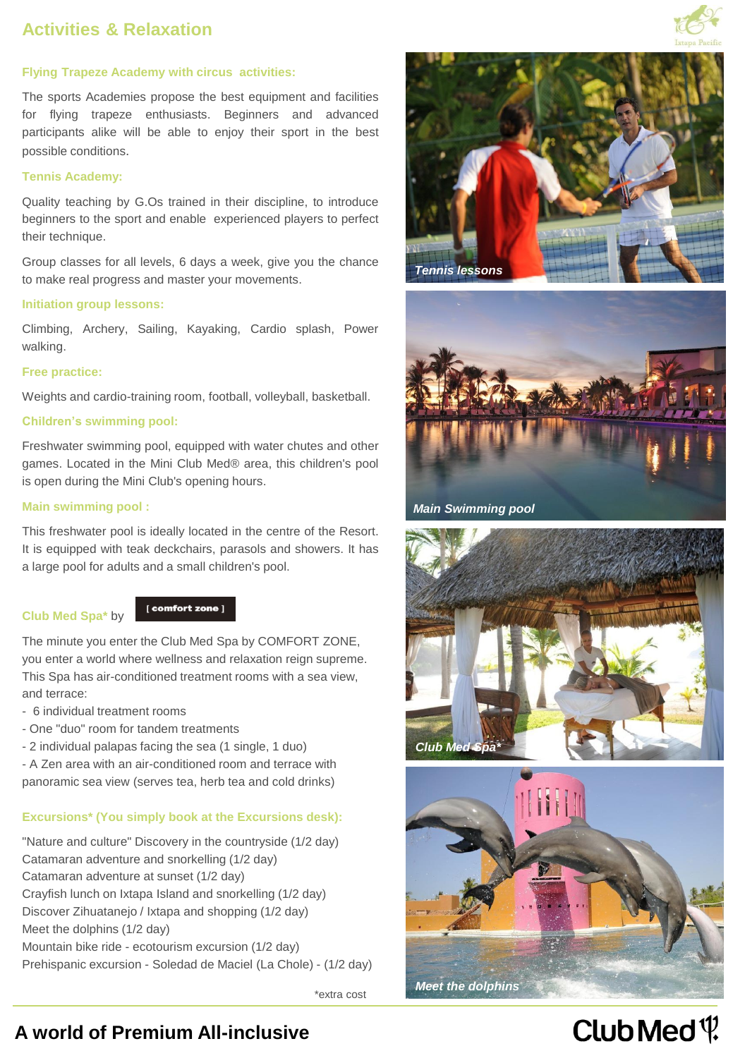# Activities & Relaxation

### Flying Trapeze Academy with circus activities:

The sports Academies propose the best equipment and facilities for flying trapeze enthusiasts. Beginners and advanced participants alike will be able to enjoy their sport in the best possible conditions.

### Tennis Academy:

Quality teaching by G.Os trained in their discipline, to introduce beginners to the sport and enable experienced players to perfect their technique.

Group classes for all levels, 6 days a week, give you the chance to make real progress and master your movements.

### Initiation group lessons:

Climbing, Archery, Sailing, Kayaking, Cardio splash, Power walking.

### Free practice:

Weights and cardio-training room, football, volleyball, basketball.

### Children's swimming pool:

Freshwater swimming pool, equipped with water chutes and other games. Located in the Mini Club Med® area, this children's pool is open during the Mini Club's opening hours.

### Main swimming pool :

This freshwater pool is ideally located in the centre of the Resort. It is equipped with teak deckchairs, parasols and showers. It has a large pool for adults and a small children's pool.

### Club Med Spa* by [ comfort zone ]

The minute you enter the Club Med Spa by COMFORT ZONE, you enter a world where wellness and relaxation reign supreme. This Spa has air-conditioned treatment rooms with a sea view, and terrace:

- 6 individual treatment rooms
- One "duo" room for tandem treatments
- 2 individual palapas facing the sea (1 single, 1 duo)
- A Zen area with an air-conditioned room and terrace with panoramic sea view (serves tea, herb tea and cold drinks)

### Excursions* (You simply book at the Excursions desk):

"Nature and culture" Discovery in the countryside (1/2 day)
Catamaran adventure and snorkelling (1/2 day)
Catamaran adventure at sunset (1/2 day)
Crayfish lunch on Ixtapa Island and snorkelling (1/2 day)
Discover Zihuatanejo / Ixtapa and shopping (1/2 day)
Meet the dolphins (1/2 day)
Mountain bike ride - ecotourism excursion (1/2 day)
Prehispanic excursion - Soledad de Maciel (La Chole) - (1/2 day)

*extra cost

*Tennis lessons*

*Main Swimming pool*

*Club Med Spa**

*Meet the dolphins*

**A world of Premium All-inclusive**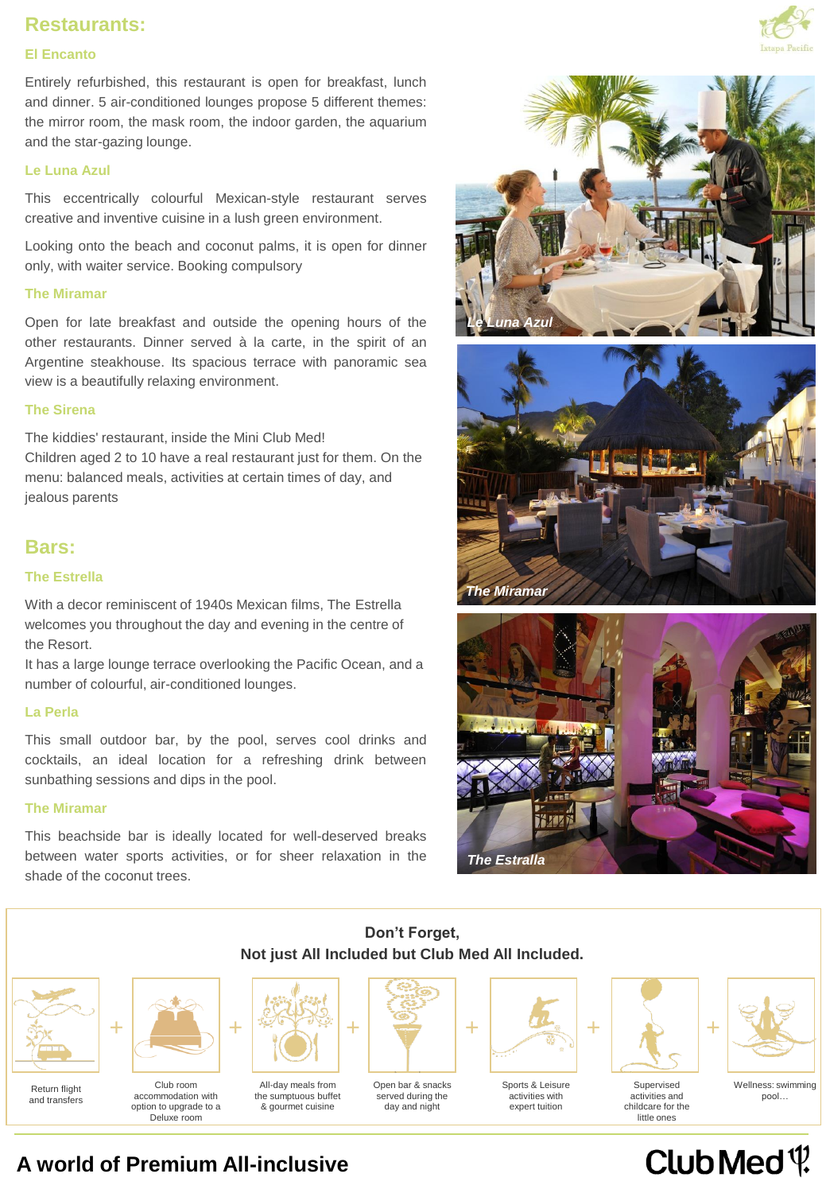## Restaurants:

### El Encanto

Entirely refurbished, this restaurant is open for breakfast, lunch and dinner. 5 air-conditioned lounges propose 5 different themes: the mirror room, the mask room, the indoor garden, the aquarium and the star-gazing lounge.

### Le Luna Azul

This eccentrically colourful Mexican-style restaurant serves creative and inventive cuisine in a lush green environment.

Looking onto the beach and coconut palms, it is open for dinner only, with waiter service. Booking compulsory

### The Miramar

Open for late breakfast and outside the opening hours of the other restaurants. Dinner served à la carte, in the spirit of an Argentine steakhouse. Its spacious terrace with panoramic sea view is a beautifully relaxing environment.

### The Sirena

The kiddies' restaurant, inside the Mini Club Med!
Children aged 2 to 10 have a real restaurant just for them. On the menu: balanced meals, activities at certain times of day, and jealous parents

## Bars:

### The Estrella

With a decor reminiscent of 1940s Mexican films, The Estrella welcomes you throughout the day and evening in the centre of the Resort.
It has a large lounge terrace overlooking the Pacific Ocean, and a number of colourful, air-conditioned lounges.

### La Perla

This small outdoor bar, by the pool, serves cool drinks and cocktails, an ideal location for a refreshing drink between sunbathing sessions and dips in the pool.

### The Miramar

This beachside bar is ideally located for well-deserved breaks between water sports activities, or for sheer relaxation in the shade of the coconut trees.

*Le Luna Azul*

*The Miramar*

*The Estralla*

**Don't Forget,**
**Not just All Included but Club Med All Included.**

Return flight and transfers + Club room accommodation with option to upgrade to a Deluxe room + All-day meals from the sumptuous buffet & gourmet cuisine + Open bar & snacks served during the day and night + Sports & Leisure activities with expert tuition + Supervised activities and childcare for the little ones + Wellness: swimming pool…

**A world of Premium All-inclusive**

**Club Med**